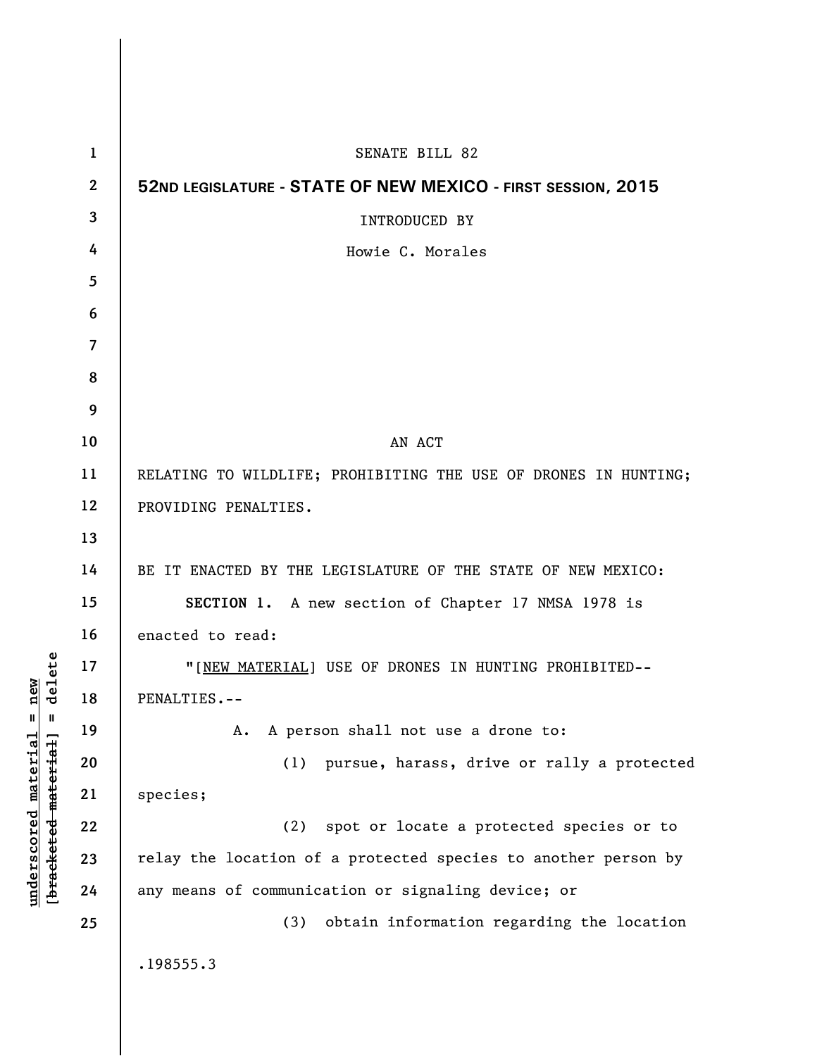SENATE BILL 82

**52ND LEGISLATURE - STATE OF NEW MEXICO - FIRST SESSION, 2015**

INTRODUCED BY

Howie C. Morales

AN ACT

RELATING TO WILDLIFE; PROHIBITING THE USE OF DRONES IN HUNTING; PROVIDING PENALTIES.

BE IT ENACTED BY THE LEGISLATURE OF THE STATE OF NEW MEXICO:

**SECTION 1.** A new section of Chapter 17 NMSA 1978 is enacted to read:

"[NEW MATERIAL] USE OF DRONES IN HUNTING PROHIBITED--PENALTIES.--

A. A person shall not use a drone to:

(1) pursue, harass, drive or rally a protected species;

(2) spot or locate a protected species or to relay the location of a protected species to another person by any means of communication or signaling device; or

(3) obtain information regarding the location

.198555.3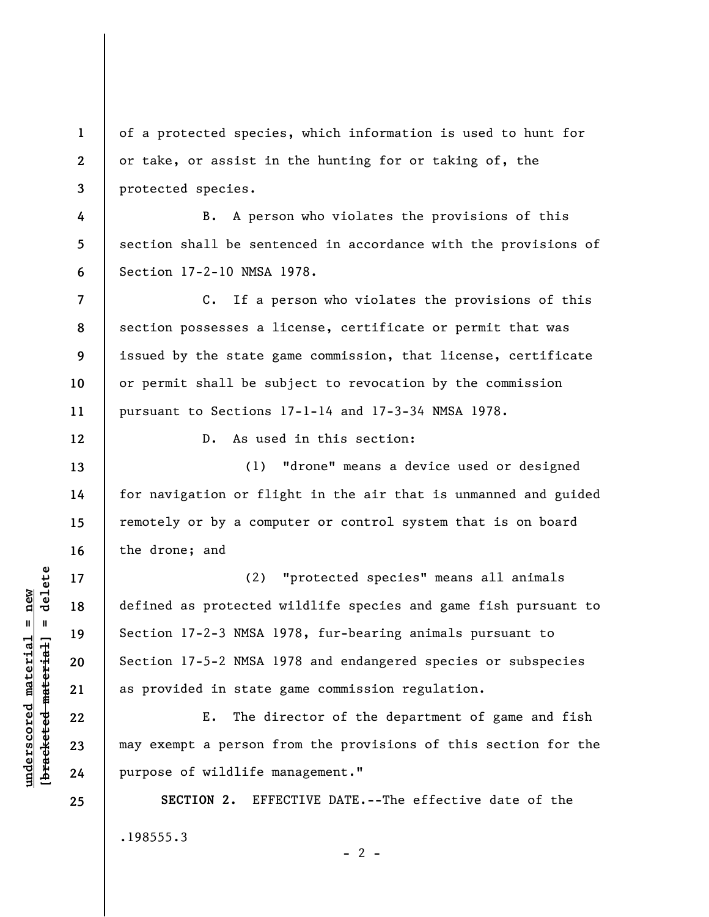of a protected species, which information is used to hunt for or take, or assist in the hunting for or taking of, the protected species.

B. A person who violates the provisions of this section shall be sentenced in accordance with the provisions of Section 17-2-10 NMSA 1978.

C. If a person who violates the provisions of this section possesses a license, certificate or permit that was issued by the state game commission, that license, certificate or permit shall be subject to revocation by the commission pursuant to Sections 17-1-14 and 17-3-34 NMSA 1978.

D. As used in this section:

(1) "drone" means a device used or designed for navigation or flight in the air that is unmanned and guided remotely or by a computer or control system that is on board the drone; and

(2) "protected species" means all animals defined as protected wildlife species and game fish pursuant to Section 17-2-3 NMSA 1978, fur-bearing animals pursuant to Section 17-5-2 NMSA 1978 and endangered species or subspecies as provided in state game commission regulation.

E. The director of the department of game and fish may exempt a person from the provisions of this section for the purpose of wildlife management."

**SECTION 2.** EFFECTIVE DATE.--The effective date of the

.198555.3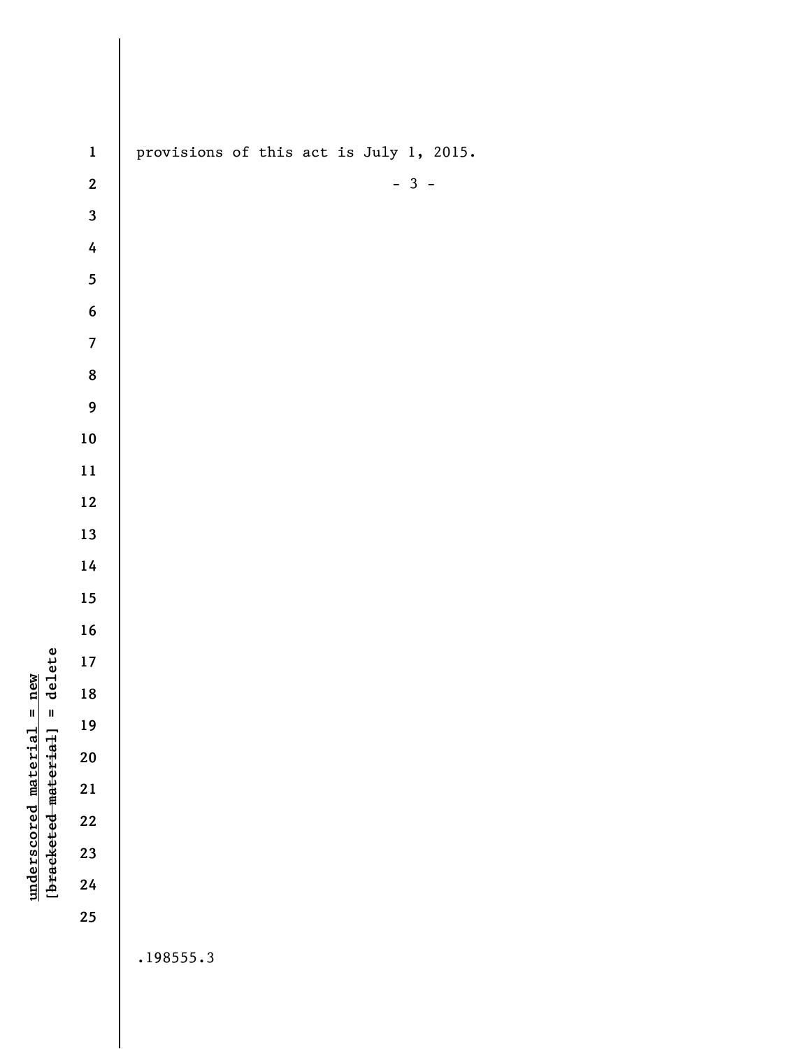provisions of this act is July 1, 2015.

.198555.3